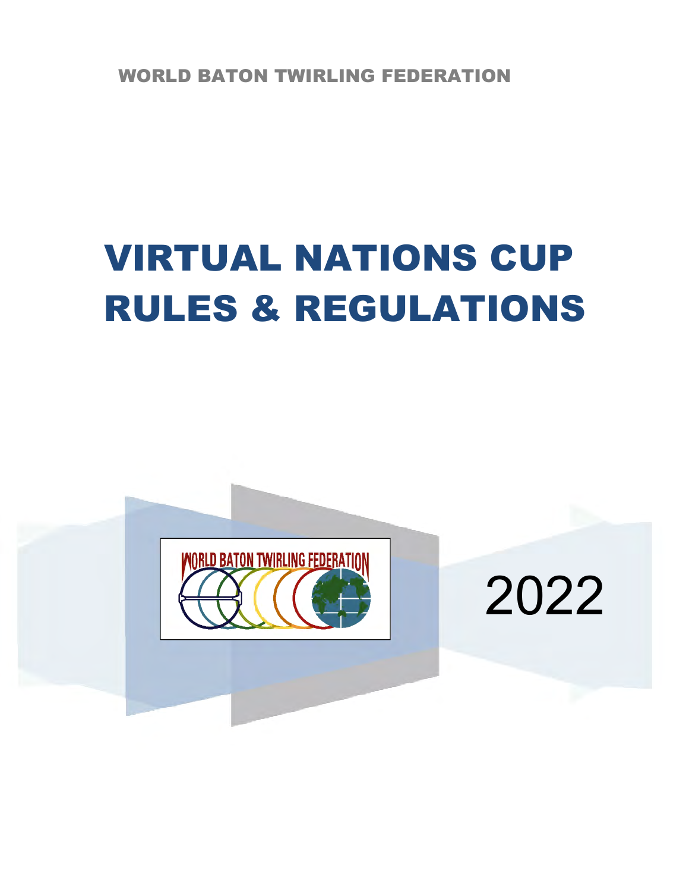WORLD BATON TWIRLING FEDERATION

# VIRTUAL NATIONS CUP RULES & REGULATIONS

WORLD BATON TWIRLING FEDERATION

2022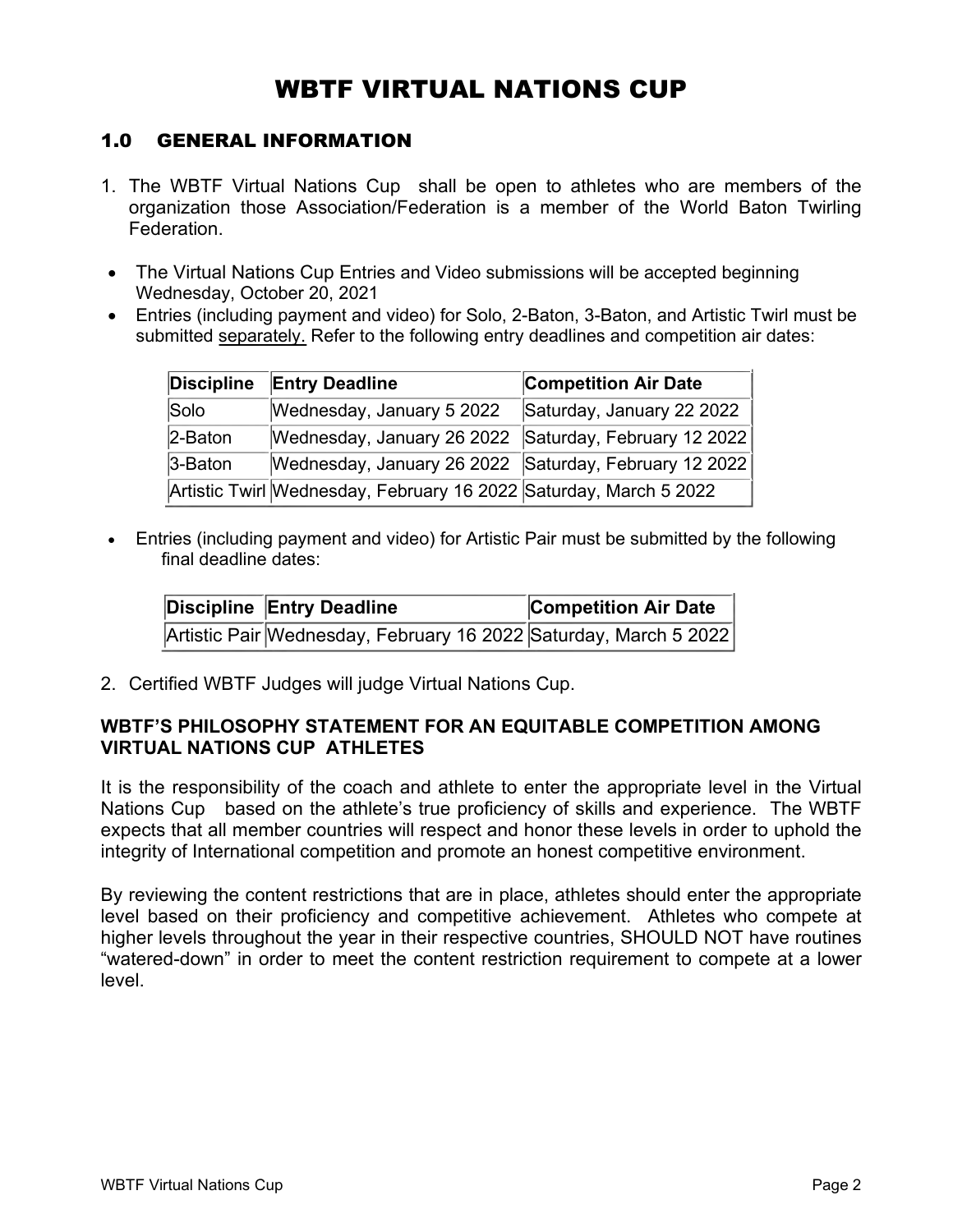# WBTF VIRTUAL NATIONS CUP

## 1.0 GENERAL INFORMATION

1. The WBTF Virtual Nations Cup shall be open to athletes who are members of the organization those Association/Federation is a member of the World Baton Twirling Federation.

- The Virtual Nations Cup Entries and Video submissions will be accepted beginning Wednesday, October 20, 2021
- Entries (including payment and video) for Solo, 2-Baton, 3-Baton, and Artistic Twirl must be submitted separately. Refer to the following entry deadlines and competition air dates:

| Discipline | Entry Deadline | Competition Air Date |
| --- | --- | --- |
| Solo | Wednesday, January 5 2022 | Saturday, January 22 2022 |
| 2-Baton | Wednesday, January 26 2022 | Saturday, February 12 2022 |
| 3-Baton | Wednesday, January 26 2022 | Saturday, February 12 2022 |
| Artistic Twirl | Wednesday, February 16 2022 | Saturday, March 5 2022 |

- Entries (including payment and video) for Artistic Pair must be submitted by the following final deadline dates:

| Discipline | Entry Deadline | Competition Air Date |
| --- | --- | --- |
| Artistic Pair | Wednesday, February 16 2022 | Saturday, March 5 2022 |

2. Certified WBTF Judges will judge Virtual Nations Cup.

### WBTF'S PHILOSOPHY STATEMENT FOR AN EQUITABLE COMPETITION AMONG VIRTUAL NATIONS CUP ATHLETES

It is the responsibility of the coach and athlete to enter the appropriate level in the Virtual Nations Cup based on the athlete's true proficiency of skills and experience. The WBTF expects that all member countries will respect and honor these levels in order to uphold the integrity of International competition and promote an honest competitive environment.

By reviewing the content restrictions that are in place, athletes should enter the appropriate level based on their proficiency and competitive achievement. Athletes who compete at higher levels throughout the year in their respective countries, SHOULD NOT have routines "watered-down" in order to meet the content restriction requirement to compete at a lower level.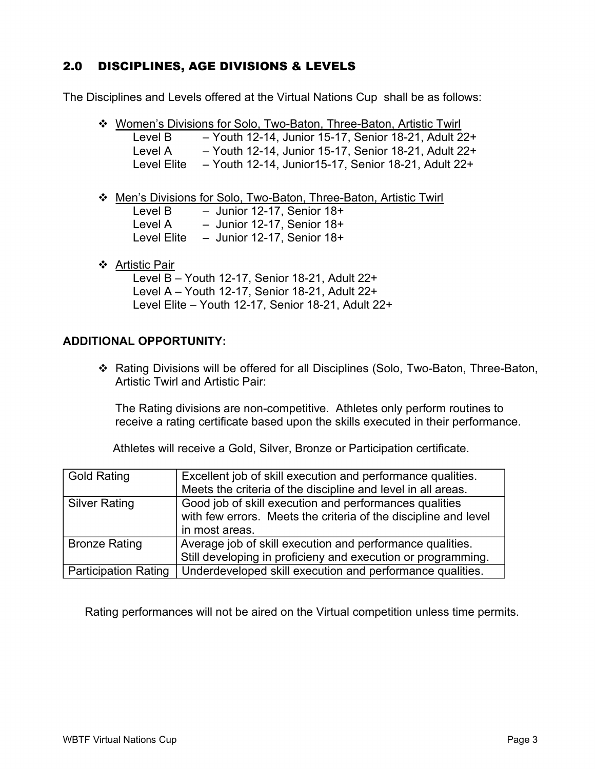## 2.0 DISCIPLINES, AGE DIVISIONS & LEVELS

The Disciplines and Levels offered at the Virtual Nations Cup shall be as follows:

- Women's Divisions for Solo, Two-Baton, Three-Baton, Artistic Twirl
  - Level B – Youth 12-14, Junior 15-17, Senior 18-21, Adult 22+
  - Level A – Youth 12-14, Junior 15-17, Senior 18-21, Adult 22+
  - Level Elite – Youth 12-14, Junior15-17, Senior 18-21, Adult 22+

- Men's Divisions for Solo, Two-Baton, Three-Baton, Artistic Twirl
  - Level B – Junior 12-17, Senior 18+
  - Level A – Junior 12-17, Senior 18+
  - Level Elite – Junior 12-17, Senior 18+

- Artistic Pair
  - Level B – Youth 12-17, Senior 18-21, Adult 22+
  - Level A – Youth 12-17, Senior 18-21, Adult 22+
  - Level Elite – Youth 12-17, Senior 18-21, Adult 22+

**ADDITIONAL OPPORTUNITY:**

- Rating Divisions will be offered for all Disciplines (Solo, Two-Baton, Three-Baton, Artistic Twirl and Artistic Pair:

  The Rating divisions are non-competitive. Athletes only perform routines to receive a rating certificate based upon the skills executed in their performance.

  Athletes will receive a Gold, Silver, Bronze or Participation certificate.

| Gold Rating | Excellent job of skill execution and performance qualities. Meets the criteria of the discipline and level in all areas. |
|---|---|
| Silver Rating | Good job of skill execution and performances qualities with few errors. Meets the criteria of the discipline and level in most areas. |
| Bronze Rating | Average job of skill execution and performance qualities. Still developing in proficieny and execution or programming. |
| Participation Rating | Underdeveloped skill execution and performance qualities. |

Rating performances will not be aired on the Virtual competition unless time permits.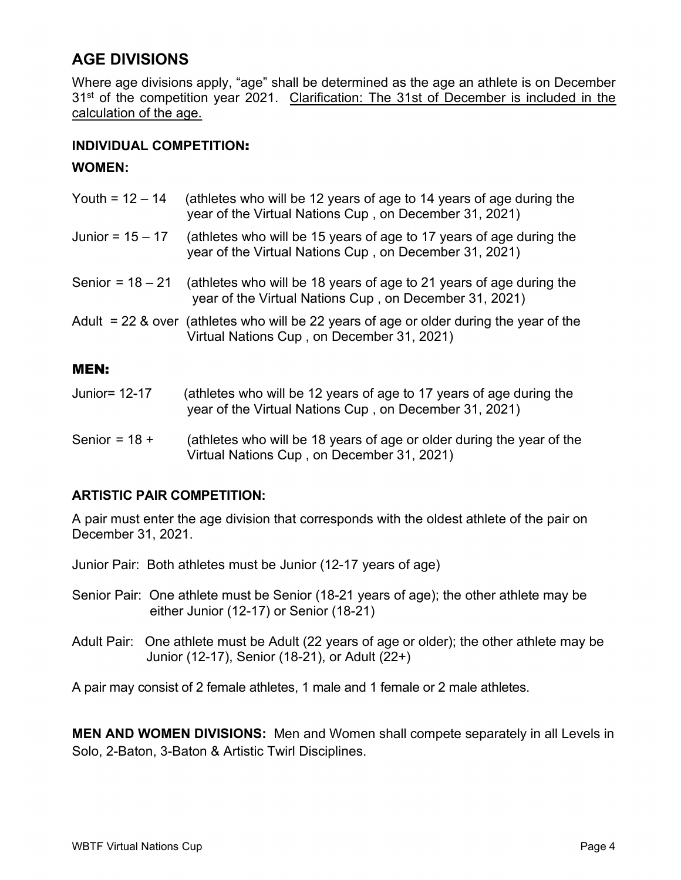## AGE DIVISIONS

Where age divisions apply, "age" shall be determined as the age an athlete is on December 31st of the competition year 2021. Clarification: The 31st of December is included in the calculation of the age.

### INDIVIDUAL COMPETITION:

### WOMEN:

Youth = 12 – 14 (athletes who will be 12 years of age to 14 years of age during the year of the Virtual Nations Cup , on December 31, 2021)

Junior = 15 – 17 (athletes who will be 15 years of age to 17 years of age during the year of the Virtual Nations Cup , on December 31, 2021)

Senior = 18 – 21 (athletes who will be 18 years of age to 21 years of age during the year of the Virtual Nations Cup , on December 31, 2021)

Adult = 22 & over (athletes who will be 22 years of age or older during the year of the Virtual Nations Cup , on December 31, 2021)

### MEN:

Junior= 12-17 (athletes who will be 12 years of age to 17 years of age during the year of the Virtual Nations Cup , on December 31, 2021)

Senior = 18 + (athletes who will be 18 years of age or older during the year of the Virtual Nations Cup , on December 31, 2021)

### ARTISTIC PAIR COMPETITION:

A pair must enter the age division that corresponds with the oldest athlete of the pair on December 31, 2021.

Junior Pair: Both athletes must be Junior (12-17 years of age)

Senior Pair: One athlete must be Senior (18-21 years of age); the other athlete may be either Junior (12-17) or Senior (18-21)

Adult Pair: One athlete must be Adult (22 years of age or older); the other athlete may be Junior (12-17), Senior (18-21), or Adult (22+)

A pair may consist of 2 female athletes, 1 male and 1 female or 2 male athletes.

**MEN AND WOMEN DIVISIONS:** Men and Women shall compete separately in all Levels in Solo, 2-Baton, 3-Baton & Artistic Twirl Disciplines.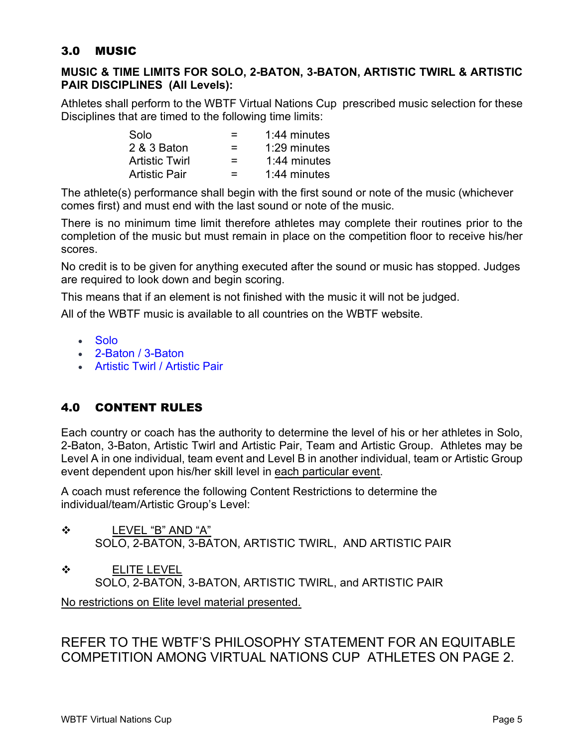## 3.0 MUSIC

**MUSIC & TIME LIMITS FOR SOLO, 2-BATON, 3-BATON, ARTISTIC TWIRL & ARTISTIC PAIR DISCIPLINES (All Levels):**

Athletes shall perform to the WBTF Virtual Nations Cup prescribed music selection for these Disciplines that are timed to the following time limits:

| | | |
|---|---|---|
| Solo | = | 1:44 minutes |
| 2 & 3 Baton | = | 1:29 minutes |
| Artistic Twirl | = | 1:44 minutes |
| Artistic Pair | = | 1:44 minutes |

The athlete(s) performance shall begin with the first sound or note of the music (whichever comes first) and must end with the last sound or note of the music.

There is no minimum time limit therefore athletes may complete their routines prior to the completion of the music but must remain in place on the competition floor to receive his/her scores.

No credit is to be given for anything executed after the sound or music has stopped. Judges are required to look down and begin scoring.

This means that if an element is not finished with the music it will not be judged.

All of the WBTF music is available to all countries on the WBTF website.

- Solo
- 2-Baton / 3-Baton
- Artistic Twirl / Artistic Pair

## 4.0 CONTENT RULES

Each country or coach has the authority to determine the level of his or her athletes in Solo, 2-Baton, 3-Baton, Artistic Twirl and Artistic Pair, Team and Artistic Group. Athletes may be Level A in one individual, team event and Level B in another individual, team or Artistic Group event dependent upon his/her skill level in <u>each particular event</u>.

A coach must reference the following Content Restrictions to determine the individual/team/Artistic Group's Level:

❖ <u>LEVEL "B" AND "A"</u>
SOLO, 2-BATON, 3-BATON, ARTISTIC TWIRL, AND ARTISTIC PAIR

❖ <u>ELITE LEVEL</u>
SOLO, 2-BATON, 3-BATON, ARTISTIC TWIRL, and ARTISTIC PAIR

<u>No restrictions on Elite level material presented.</u>

REFER TO THE WBTF'S PHILOSOPHY STATEMENT FOR AN EQUITABLE COMPETITION AMONG VIRTUAL NATIONS CUP ATHLETES ON PAGE 2.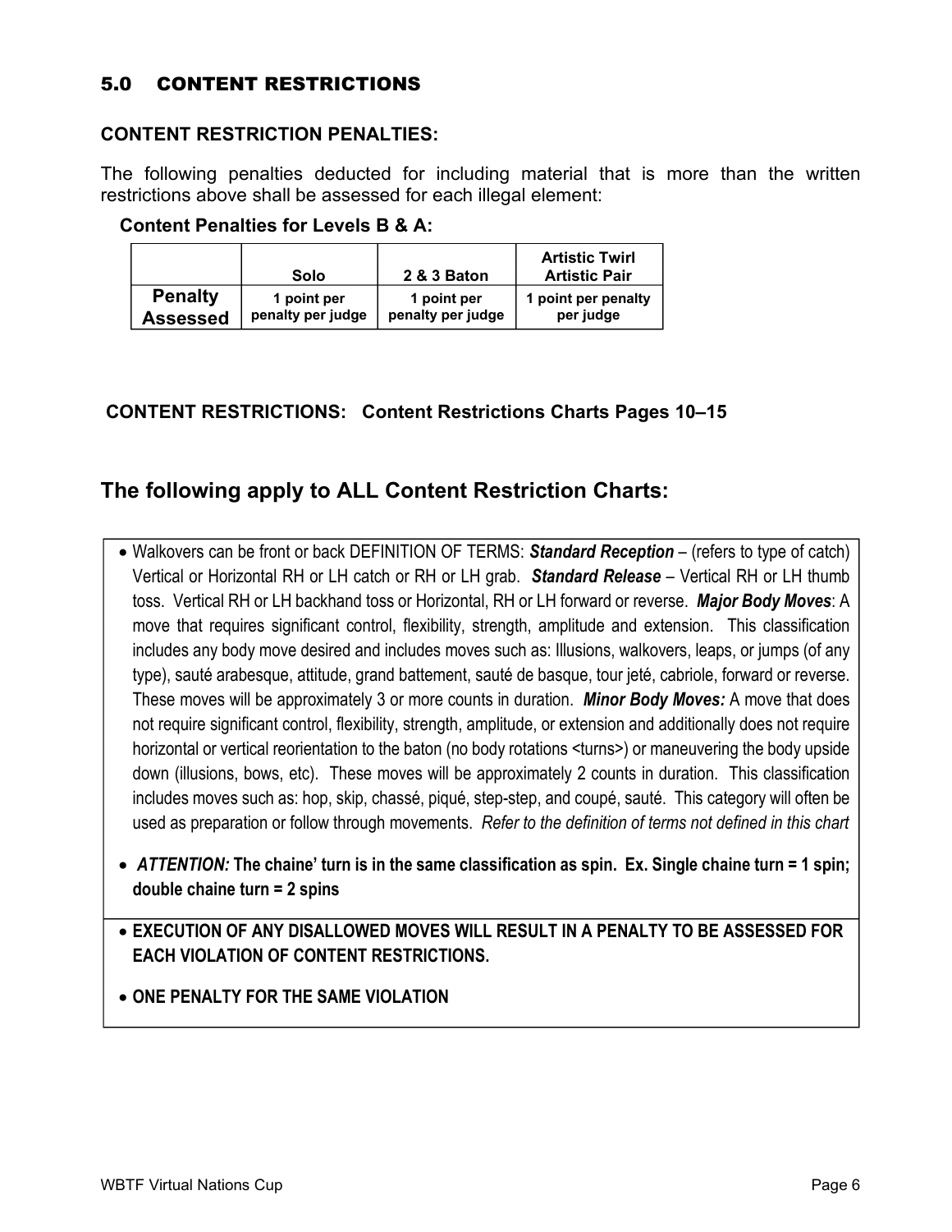## 5.0 CONTENT RESTRICTIONS

**CONTENT RESTRICTION PENALTIES:**

The following penalties deducted for including material that is more than the written restrictions above shall be assessed for each illegal element:

**Content Penalties for Levels B & A:**

| | Solo | 2 & 3 Baton | Artistic Twirl Artistic Pair |
|---|---|---|---|
| **Penalty Assessed** | 1 point per penalty per judge | 1 point per penalty per judge | 1 point per penalty per judge |

**CONTENT RESTRICTIONS: Content Restrictions Charts Pages 10–15**

## The following apply to ALL Content Restriction Charts:

- Walkovers can be front or back DEFINITION OF TERMS: ***Standard Reception*** – (refers to type of catch) Vertical or Horizontal RH or LH catch or RH or LH grab. ***Standard Release*** – Vertical RH or LH thumb toss. Vertical RH or LH backhand toss or Horizontal, RH or LH forward or reverse. ***Major Body Moves***: A move that requires significant control, flexibility, strength, amplitude and extension. This classification includes any body move desired and includes moves such as: Illusions, walkovers, leaps, or jumps (of any type), sauté arabesque, attitude, grand battement, sauté de basque, tour jeté, cabriole, forward or reverse. These moves will be approximately 3 or more counts in duration. ***Minor Body Moves:*** A move that does not require significant control, flexibility, strength, amplitude, or extension and additionally does not require horizontal or vertical reorientation to the baton (no body rotations <turns>) or maneuvering the body upside down (illusions, bows, etc). These moves will be approximately 2 counts in duration. This classification includes moves such as: hop, skip, chassé, piqué, step-step, and coupé, sauté. This category will often be used as preparation or follow through movements. *Refer to the definition of terms not defined in this chart*
- ***ATTENTION:*** **The chaine' turn is in the same classification as spin. Ex. Single chaine turn = 1 spin; double chaine turn = 2 spins**
- **EXECUTION OF ANY DISALLOWED MOVES WILL RESULT IN A PENALTY TO BE ASSESSED FOR EACH VIOLATION OF CONTENT RESTRICTIONS.**
- **ONE PENALTY FOR THE SAME VIOLATION**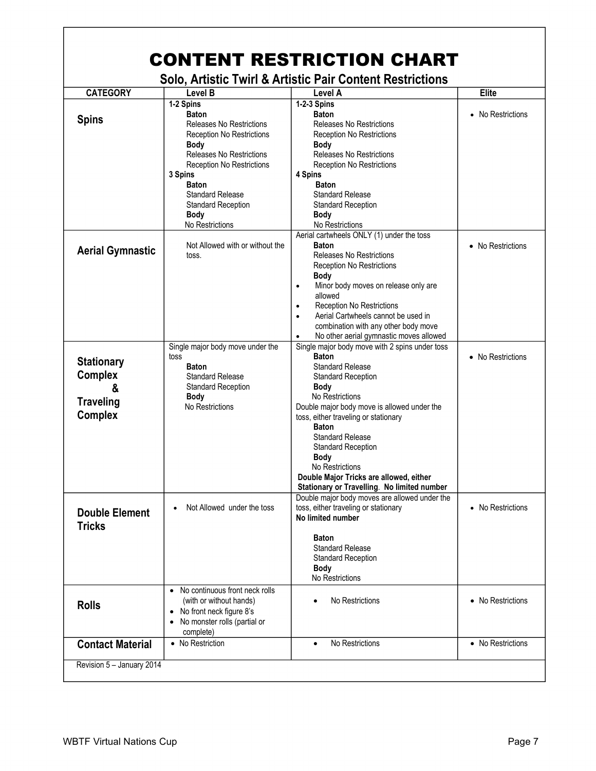# CONTENT RESTRICTION CHART

## Solo, Artistic Twirl & Artistic Pair Content Restrictions

| CATEGORY | Level B | Level A | Elite |
|---|---|---|---|
| **Spins** | **1-2 Spins**<br>**Baton**<br>Releases No Restrictions<br>Reception No Restrictions<br>**Body**<br>Releases No Restrictions<br>Reception No Restrictions<br>**3 Spins**<br>**Baton**<br>Standard Release<br>Standard Reception<br>**Body**<br>No Restrictions | **1-2-3 Spins**<br>**Baton**<br>Releases No Restrictions<br>Reception No Restrictions<br>**Body**<br>Releases No Restrictions<br>Reception No Restrictions<br>**4 Spins**<br>**Baton**<br>Standard Release<br>Standard Reception<br>**Body**<br>No Restrictions | • No Restrictions |
| **Aerial Gymnastic** | Not Allowed with or without the toss. | Aerial cartwheels ONLY (1) under the toss<br>**Baton**<br>Releases No Restrictions<br>Reception No Restrictions<br>**Body**<br>• Minor body moves on release only are allowed<br>• Reception No Restrictions<br>• Aerial Cartwheels cannot be used in combination with any other body move<br>• No other aerial gymnastic moves allowed | • No Restrictions |
| **Stationary Complex & Traveling Complex** | Single major body move under the toss<br>**Baton**<br>Standard Release<br>Standard Reception<br>**Body**<br>No Restrictions | Single major body move with 2 spins under toss<br>**Baton**<br>Standard Release<br>Standard Reception<br>**Body**<br>No Restrictions<br>Double major body move is allowed under the toss, either traveling or stationary<br>**Baton**<br>Standard Release<br>Standard Reception<br>**Body**<br>No Restrictions<br>**Double Major Tricks are allowed, either Stationary or Travelling. No limited number** | • No Restrictions |
| **Double Element Tricks** | • Not Allowed under the toss | Double major body moves are allowed under the toss, either traveling or stationary<br>**No limited number**<br>**Baton**<br>Standard Release<br>Standard Reception<br>**Body**<br>No Restrictions | • No Restrictions |
| **Rolls** | • No continuous front neck rolls (with or without hands)<br>• No front neck figure 8's<br>• No monster rolls (partial or complete) | • No Restrictions | • No Restrictions |
| **Contact Material** | • No Restriction | • No Restrictions | • No Restrictions |

Revision 5 – January 2014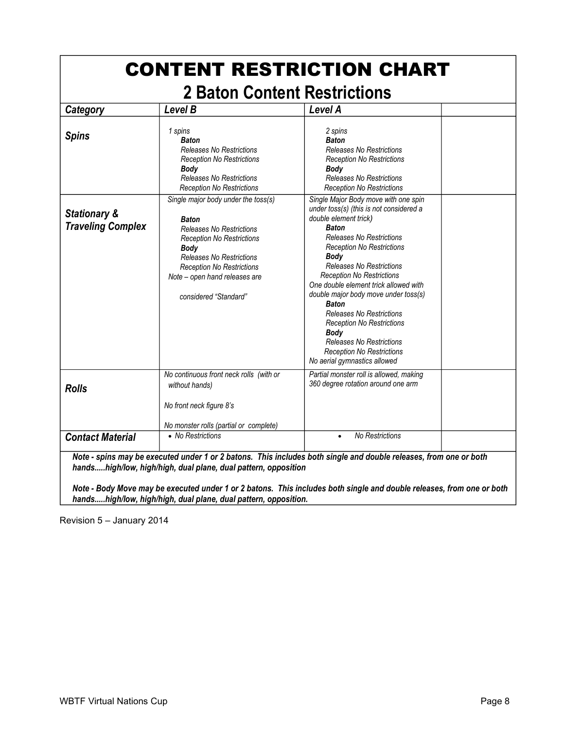# CONTENT RESTRICTION CHART

## 2 Baton Content Restrictions

| *Category* | *Level B* | *Level A* | |
|---|---|---|---|
| ***Spins*** | *1 spins*<br>***Baton***<br>*Releases No Restrictions*<br>*Reception No Restrictions*<br>***Body***<br>*Releases No Restrictions*<br>*Reception No Restrictions* | *2 spins*<br>***Baton***<br>*Releases No Restrictions*<br>*Reception No Restrictions*<br>***Body***<br>*Releases No Restrictions*<br>*Reception No Restrictions* | |
| ***Stationary & Traveling Complex*** | *Single major body under the toss(s)*<br>***Baton***<br>*Releases No Restrictions*<br>*Reception No Restrictions*<br>***Body***<br>*Releases No Restrictions*<br>*Reception No Restrictions*<br>*Note – open hand releases are considered "Standard"* | *Single Major Body move with one spin under toss(s) (this is not considered a double element trick)*<br>***Baton***<br>*Releases No Restrictions*<br>*Reception No Restrictions*<br>***Body***<br>*Releases No Restrictions*<br>*Reception No Restrictions*<br>*One double element trick allowed with double major body move under toss(s)*<br>***Baton***<br>*Releases No Restrictions*<br>*Reception No Restrictions*<br>***Body***<br>*Releases No Restrictions*<br>*Reception No Restrictions*<br>*No aerial gymnastics allowed* | |
| ***Rolls*** | *No continuous front neck rolls (with or without hands)*<br>*No front neck figure 8's*<br>*No monster rolls (partial or complete)* | *Partial monster roll is allowed, making 360 degree rotation around one arm* | |
| ***Contact Material*** | • *No Restrictions* | • *No Restrictions* | |

***Note - spins may be executed under 1 or 2 batons. This includes both single and double releases, from one or both hands.....high/low, high/high, dual plane, dual pattern, opposition***

***Note - Body Move may be executed under 1 or 2 batons. This includes both single and double releases, from one or both hands.....high/low, high/high, dual plane, dual pattern, opposition.***

Revision 5 – January 2014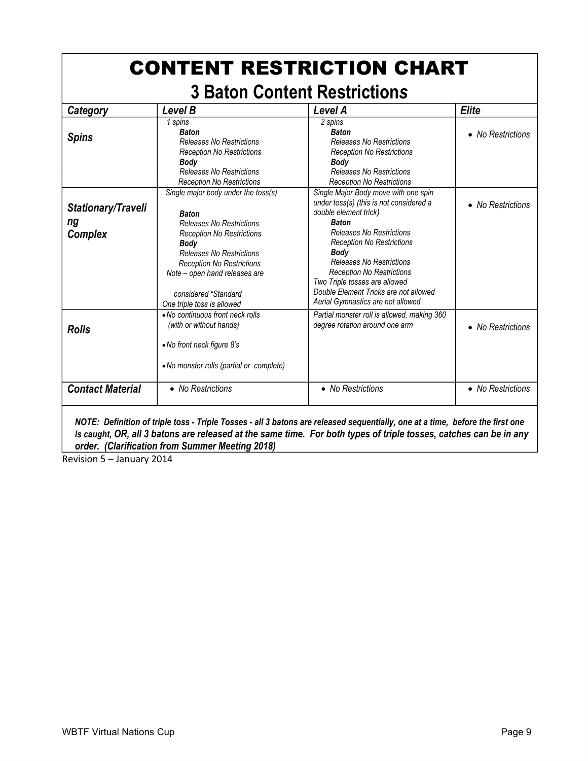# CONTENT RESTRICTION CHART

## 3 Baton Content Restrictions

| Category | Level B | Level A | Elite |
|---|---|---|---|
| ***Spins*** | *1 spins*<br>***Baton***<br>*Releases No Restrictions*<br>*Reception No Restrictions*<br>***Body***<br>*Releases No Restrictions*<br>*Reception No Restrictions* | *2 spins*<br>***Baton***<br>*Releases No Restrictions*<br>*Reception No Restrictions*<br>***Body***<br>*Releases No Restrictions*<br>*Reception No Restrictions* | • *No Restrictions* |
| ***Stationary/Traveling Complex*** | *Single major body under the toss(s)*<br>***Baton***<br>*Releases No Restrictions*<br>*Reception No Restrictions*<br>***Body***<br>*Releases No Restrictions*<br>*Reception No Restrictions*<br>*Note – open hand releases are considered "Standard*<br>*One triple toss is allowed* | *Single Major Body move with one spin under toss(s) (this is not considered a double element trick)*<br>***Baton***<br>*Releases No Restrictions*<br>*Reception No Restrictions*<br>***Body***<br>*Releases No Restrictions*<br>*Reception No Restrictions*<br>*Two Triple tosses are allowed*<br>*Double Element Tricks are not allowed*<br>*Aerial Gymnastics are not allowed* | • *No Restrictions* |
| ***Rolls*** | • *No continuous front neck rolls (with or without hands)*<br>• *No front neck figure 8's*<br>• *No monster rolls (partial or complete)* | *Partial monster roll is allowed, making 360 degree rotation around one arm* | • *No Restrictions* |
| ***Contact Material*** | • *No Restrictions* | • *No Restrictions* | • *No Restrictions* |

***NOTE: Definition of triple toss - Triple Tosses - all 3 batons are released sequentially, one at a time, before the first one is caught, OR, all 3 batons are released at the same time. For both types of triple tosses, catches can be in any order. (Clarification from Summer Meeting 2018)***

Revision 5 – January 2014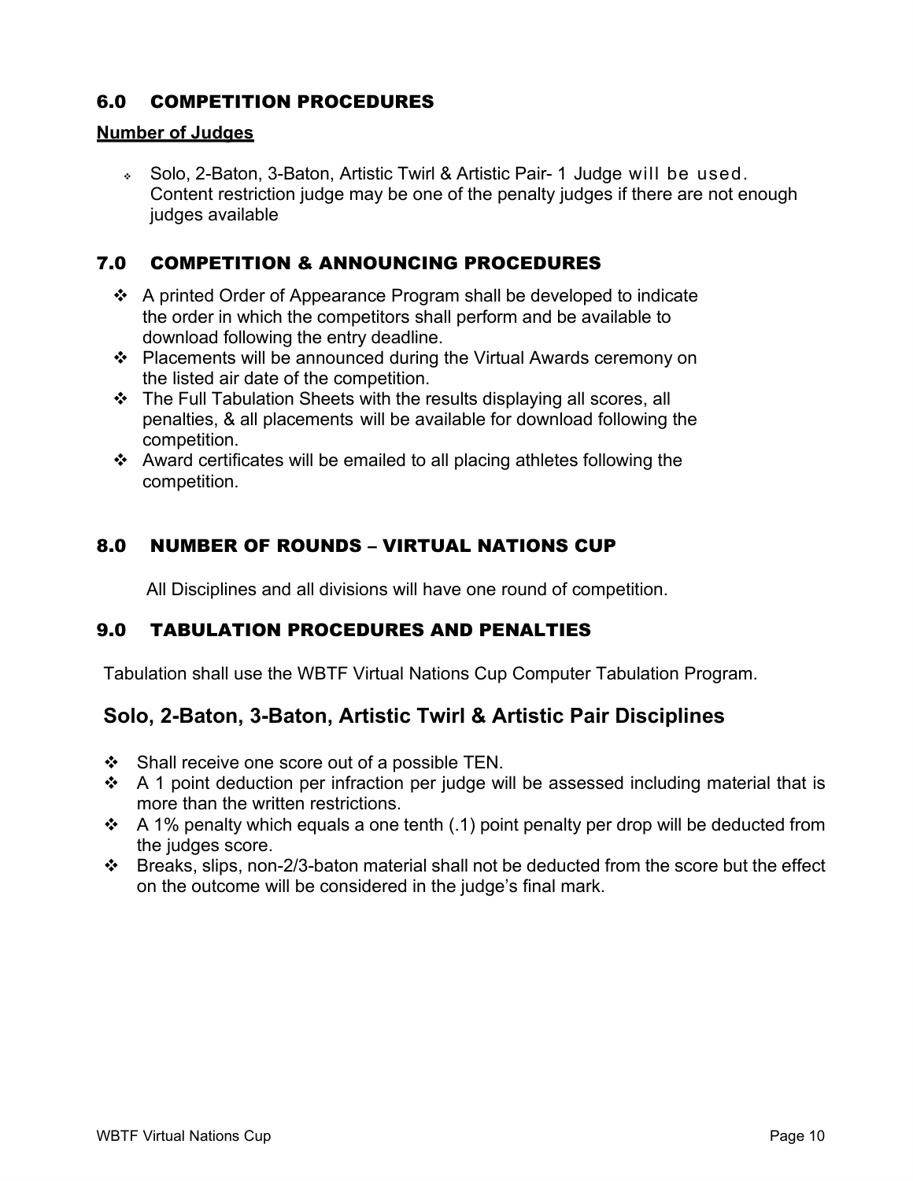## 6.0 COMPETITION PROCEDURES

**Number of Judges**

- Solo, 2-Baton, 3-Baton, Artistic Twirl & Artistic Pair- 1 Judge will be used. Content restriction judge may be one of the penalty judges if there are not enough judges available

## 7.0 COMPETITION & ANNOUNCING PROCEDURES

- A printed Order of Appearance Program shall be developed to indicate the order in which the competitors shall perform and be available to download following the entry deadline.
- Placements will be announced during the Virtual Awards ceremony on the listed air date of the competition.
- The Full Tabulation Sheets with the results displaying all scores, all penalties, & all placements will be available for download following the competition.
- Award certificates will be emailed to all placing athletes following the competition.

## 8.0 NUMBER OF ROUNDS – VIRTUAL NATIONS CUP

All Disciplines and all divisions will have one round of competition.

## 9.0 TABULATION PROCEDURES AND PENALTIES

Tabulation shall use the WBTF Virtual Nations Cup Computer Tabulation Program.

### Solo, 2-Baton, 3-Baton, Artistic Twirl & Artistic Pair Disciplines

- Shall receive one score out of a possible TEN.
- A 1 point deduction per infraction per judge will be assessed including material that is more than the written restrictions.
- A 1% penalty which equals a one tenth (.1) point penalty per drop will be deducted from the judges score.
- Breaks, slips, non-2/3-baton material shall not be deducted from the score but the effect on the outcome will be considered in the judge's final mark.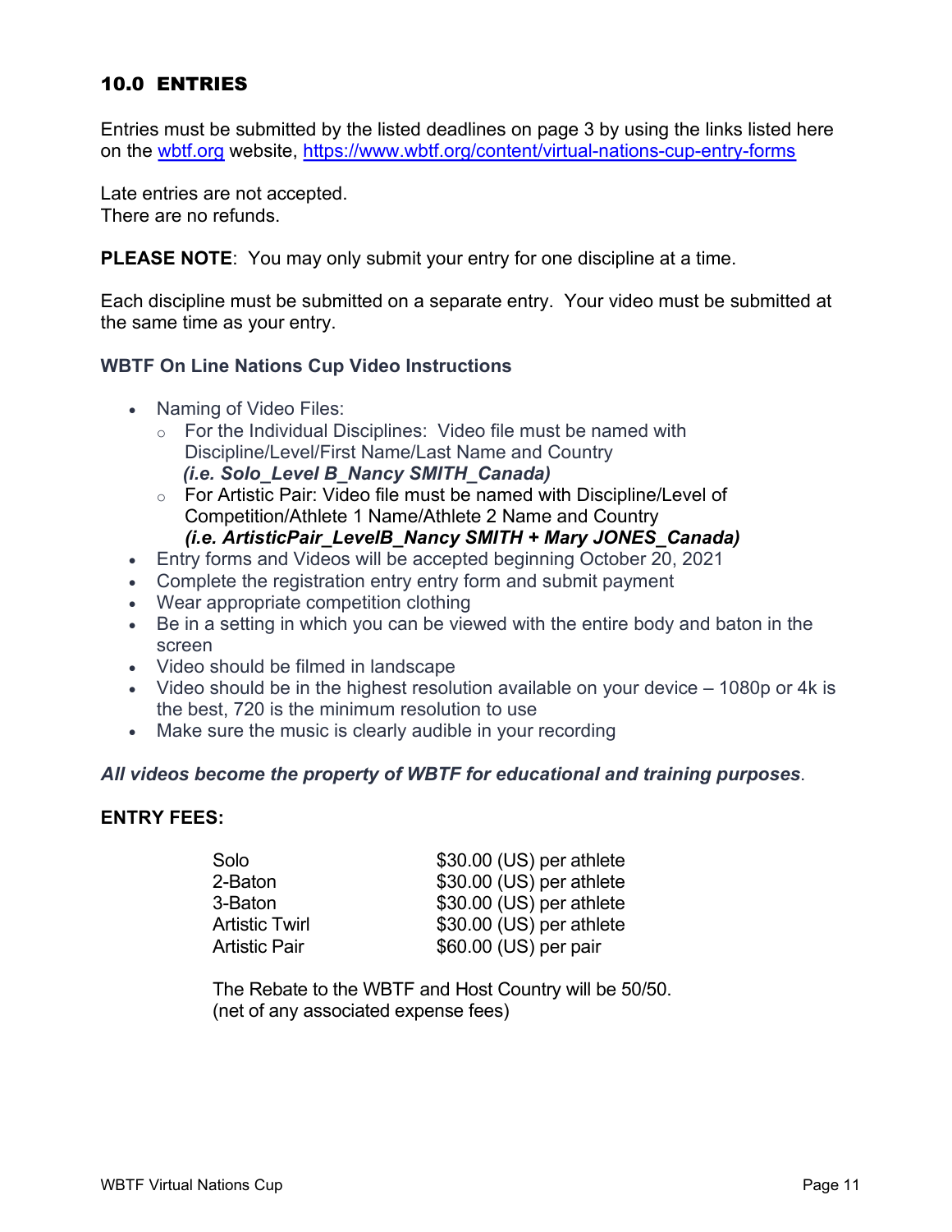## 10.0 ENTRIES

Entries must be submitted by the listed deadlines on page 3 by using the links listed here on the [wbtf.org](wbtf.org) website, [https://www.wbtf.org/content/virtual-nations-cup-entry-forms](https://www.wbtf.org/content/virtual-nations-cup-entry-forms)

Late entries are not accepted.
There are no refunds.

**PLEASE NOTE**: You may only submit your entry for one discipline at a time.

Each discipline must be submitted on a separate entry. Your video must be submitted at the same time as your entry.

### WBTF On Line Nations Cup Video Instructions

- Naming of Video Files:
  - For the Individual Disciplines: Video file must be named with Discipline/Level/First Name/Last Name and Country
    ***(i.e. Solo_Level B_Nancy SMITH_Canada)***
  - For Artistic Pair: Video file must be named with Discipline/Level of Competition/Athlete 1 Name/Athlete 2 Name and Country
    ***(i.e. ArtisticPair_LevelB_Nancy SMITH + Mary JONES_Canada)***
- Entry forms and Videos will be accepted beginning October 20, 2021
- Complete the registration entry entry form and submit payment
- Wear appropriate competition clothing
- Be in a setting in which you can be viewed with the entire body and baton in the screen
- Video should be filmed in landscape
- Video should be in the highest resolution available on your device – 1080p or 4k is the best, 720 is the minimum resolution to use
- Make sure the music is clearly audible in your recording

***All videos become the property of WBTF for educational and training purposes***.

**ENTRY FEES:**

| | |
|---|---|
| Solo | $30.00 (US) per athlete |
| 2-Baton | $30.00 (US) per athlete |
| 3-Baton | $30.00 (US) per athlete |
| Artistic Twirl | $30.00 (US) per athlete |
| Artistic Pair | $60.00 (US) per pair |

The Rebate to the WBTF and Host Country will be 50/50.
(net of any associated expense fees)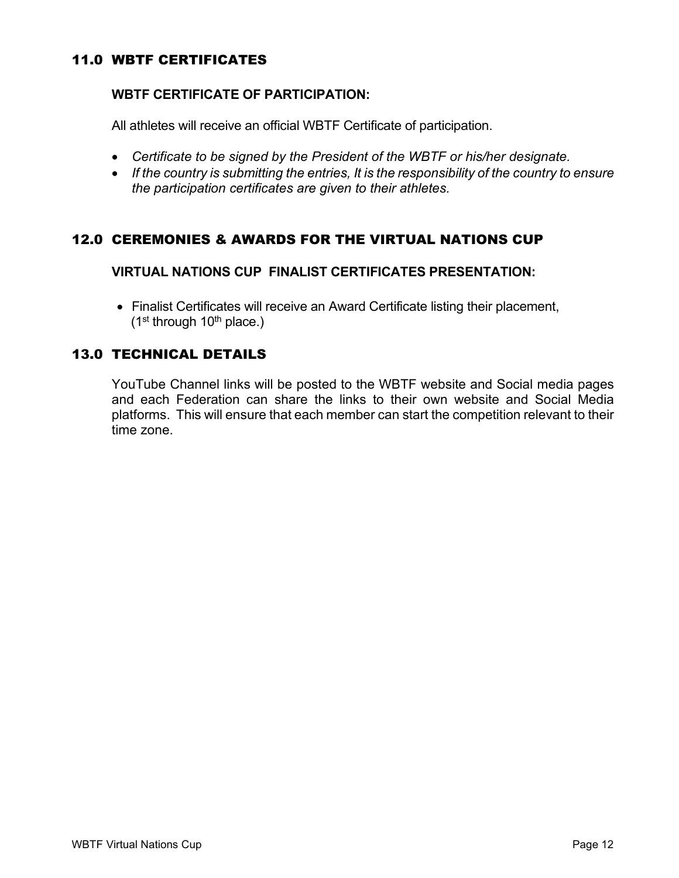## 11.0 WBTF CERTIFICATES

**WBTF CERTIFICATE OF PARTICIPATION:**

All athletes will receive an official WBTF Certificate of participation.

- *Certificate to be signed by the President of the WBTF or his/her designate.*
- *If the country is submitting the entries, It is the responsibility of the country to ensure the participation certificates are given to their athletes.*

## 12.0 CEREMONIES & AWARDS FOR THE VIRTUAL NATIONS CUP

**VIRTUAL NATIONS CUP FINALIST CERTIFICATES PRESENTATION:**

- Finalist Certificates will receive an Award Certificate listing their placement, (1st through 10th place.)

## 13.0 TECHNICAL DETAILS

YouTube Channel links will be posted to the WBTF website and Social media pages and each Federation can share the links to their own website and Social Media platforms. This will ensure that each member can start the competition relevant to their time zone.